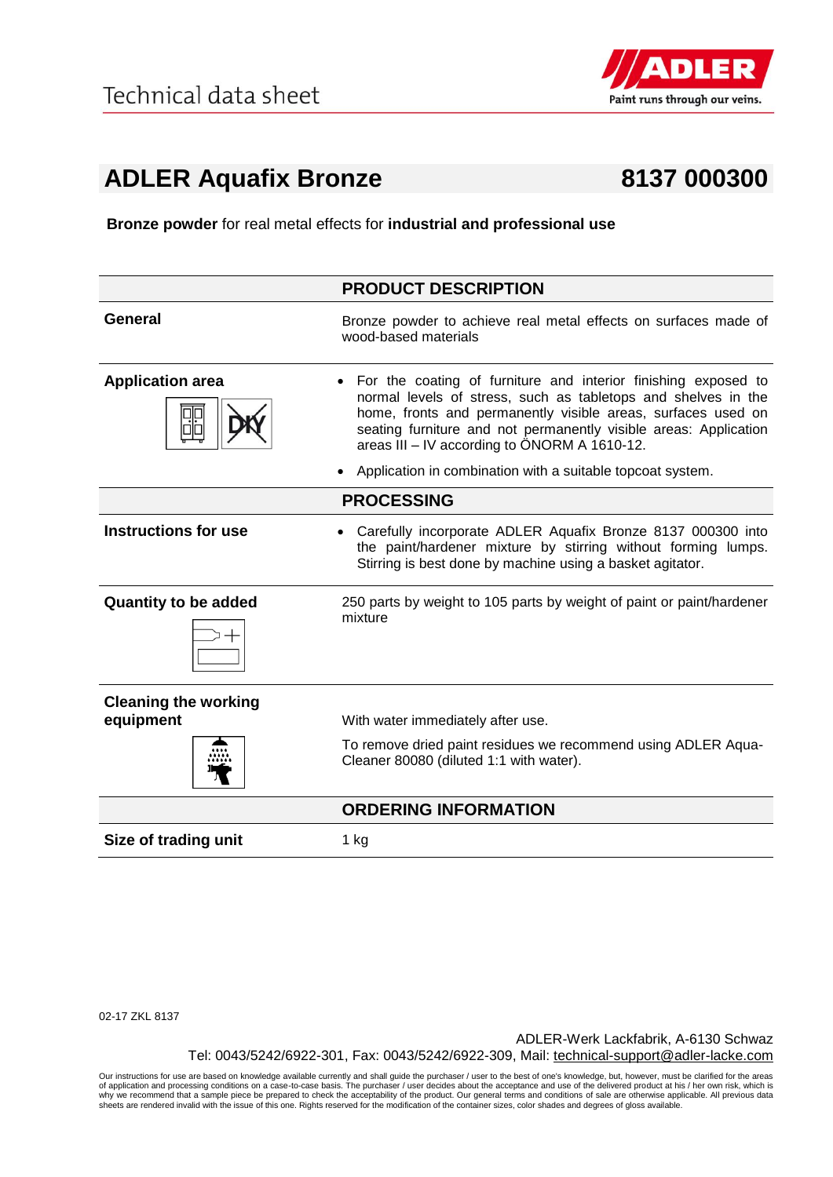# Technical data sheet

## ADLER Aquafix Bronze 8137 000300

**Bronze powder** for real metal effects for **industrial and professional use**

### PRODUCT DESCRIPTION

**General**

Bronze powder to achieve real metal effects on surfaces made of wood-based materials

**Application area**

- For the coating of furniture and interior finishing exposed to normal levels of stress, such as tabletops and shelves in the home, fronts and permanently visible areas, surfaces used on seating furniture and not permanently visible areas: Application areas III – IV according to ÖNORM A 1610-12.
- Application in combination with a suitable topcoat system.

### PROCESSING

**Instructions for use**

- Carefully incorporate ADLER Aquafix Bronze 8137 000300 into the paint/hardener mixture by stirring without forming lumps. Stirring is best done by machine using a basket agitator.

**Quantity to be added**

250 parts by weight to 105 parts by weight of paint or paint/hardener mixture

**Cleaning the working equipment**

With water immediately after use.

To remove dried paint residues we recommend using ADLER Aqua-Cleaner 80080 (diluted 1:1 with water).

### ORDERING INFORMATION

**Size of trading unit**

1 kg

02-17 ZKL 8137

ADLER-Werk Lackfabrik, A-6130 Schwaz
Tel: 0043/5242/6922-301, Fax: 0043/5242/6922-309, Mail: technical-support@adler-lacke.com

Our instructions for use are based on knowledge available currently and shall guide the purchaser / user to the best of one's knowledge, but, however, must be clarified for the areas of application and processing conditions on a case-to-case basis. The purchaser / user decides about the acceptance and use of the delivered product at his / her own risk, which is why we recommend that a sample piece be prepared to check the acceptability of the product. Our general terms and conditions of sale are otherwise applicable. All previous data sheets are rendered invalid with the issue of this one. Rights reserved for the modification of the container sizes, color shades and degrees of gloss available.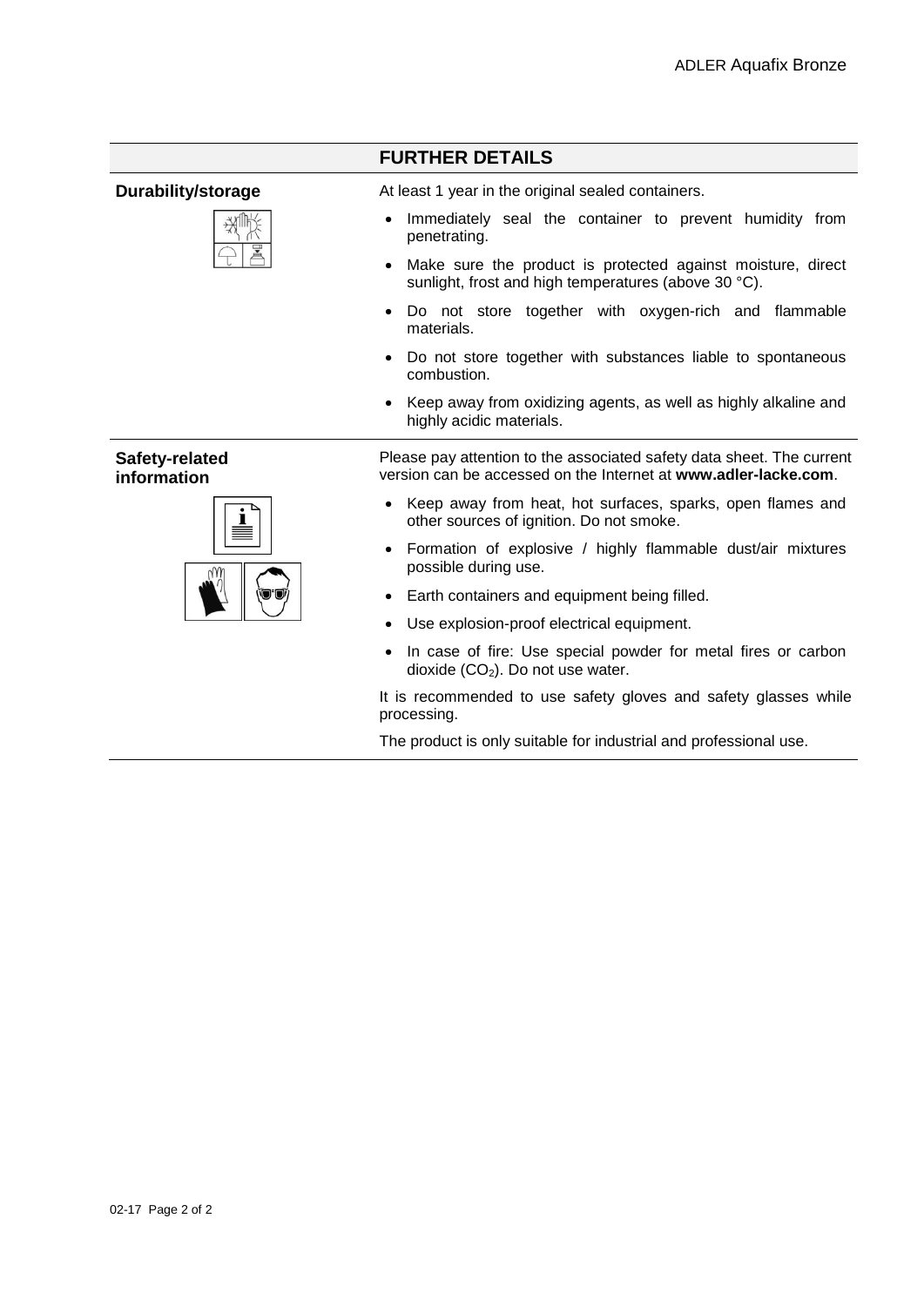## FURTHER DETAILS

**Durability/storage**

At least 1 year in the original sealed containers.

- Immediately seal the container to prevent humidity from penetrating.
- Make sure the product is protected against moisture, direct sunlight, frost and high temperatures (above 30 °C).
- Do not store together with oxygen-rich and flammable materials.
- Do not store together with substances liable to spontaneous combustion.
- Keep away from oxidizing agents, as well as highly alkaline and highly acidic materials.

**Safety-related information**

Please pay attention to the associated safety data sheet. The current version can be accessed on the Internet at **www.adler-lacke.com**.

- Keep away from heat, hot surfaces, sparks, open flames and other sources of ignition. Do not smoke.
- Formation of explosive / highly flammable dust/air mixtures possible during use.
- Earth containers and equipment being filled.
- Use explosion-proof electrical equipment.
- In case of fire: Use special powder for metal fires or carbon dioxide ($CO_2$). Do not use water.

It is recommended to use safety gloves and safety glasses while processing.

The product is only suitable for industrial and professional use.

02-17